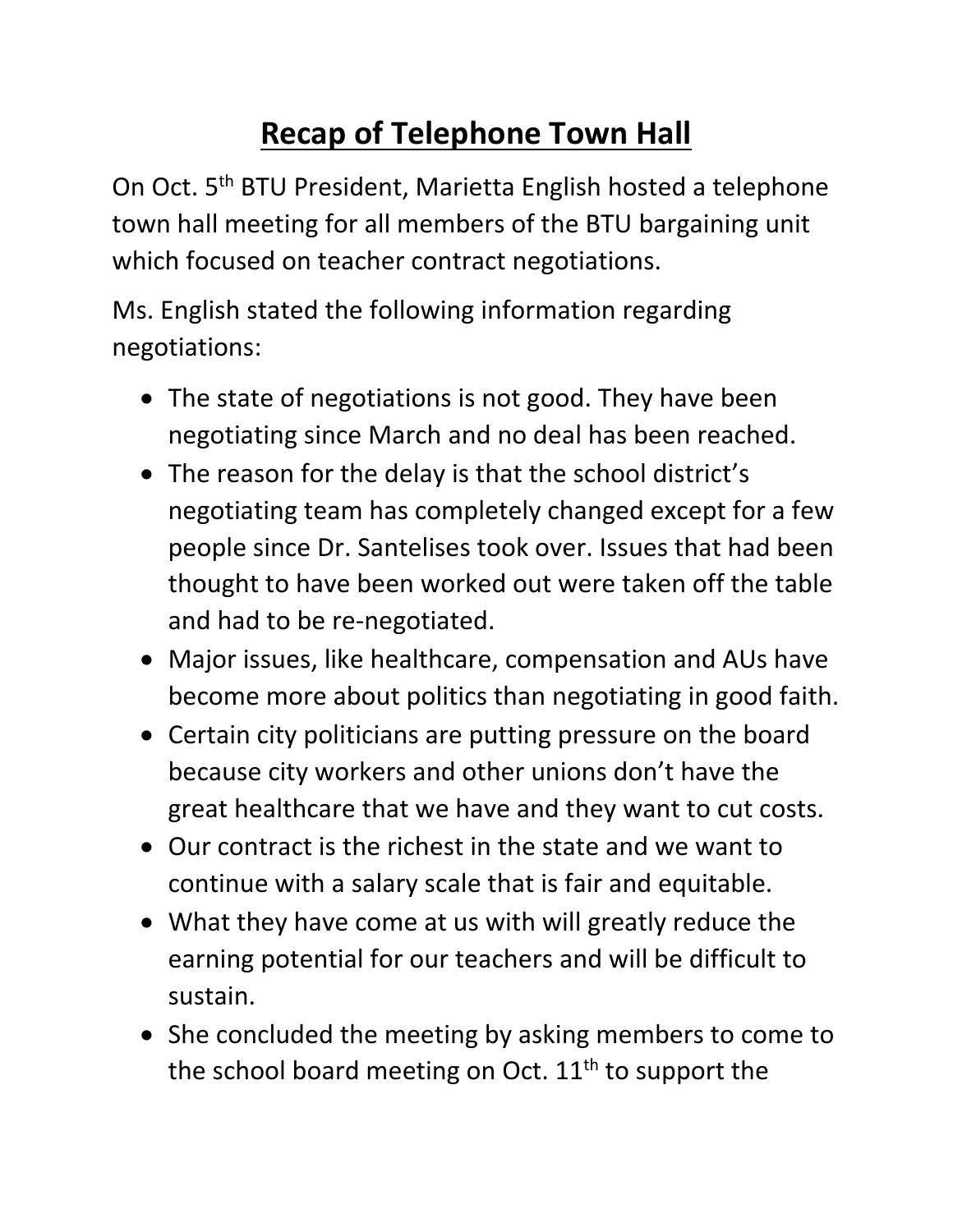# Recap of Telephone Town Hall

On Oct. 5th BTU President, Marietta English hosted a telephone town hall meeting for all members of the BTU bargaining unit which focused on teacher contract negotiations.

Ms. English stated the following information regarding negotiations:

- The state of negotiations is not good. They have been negotiating since March and no deal has been reached.
- The reason for the delay is that the school district's negotiating team has completely changed except for a few people since Dr. Santelises took over. Issues that had been thought to have been worked out were taken off the table and had to be re-negotiated.
- Major issues, like healthcare, compensation and AUs have become more about politics than negotiating in good faith.
- Certain city politicians are putting pressure on the board because city workers and other unions don't have the great healthcare that we have and they want to cut costs.
- Our contract is the richest in the state and we want to continue with a salary scale that is fair and equitable.
- What they have come at us with will greatly reduce the earning potential for our teachers and will be difficult to sustain.
- She concluded the meeting by asking members to come to the school board meeting on Oct. 11th to support the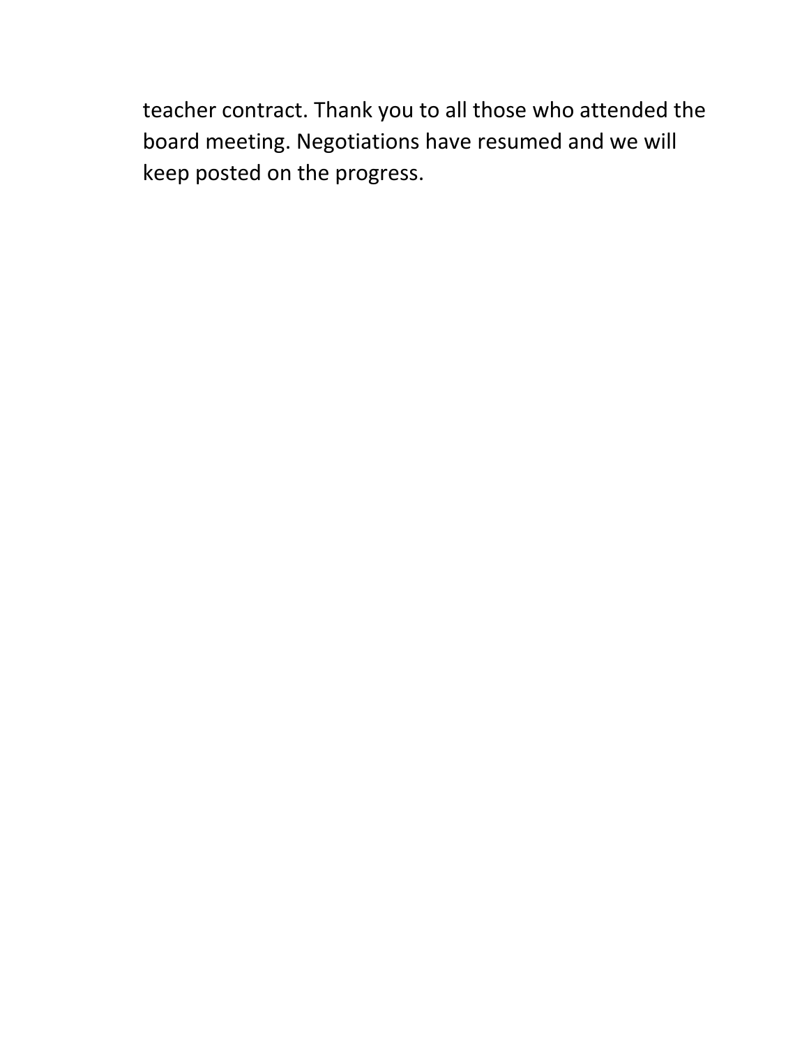teacher contract. Thank you to all those who attended the board meeting. Negotiations have resumed and we will keep posted on the progress.